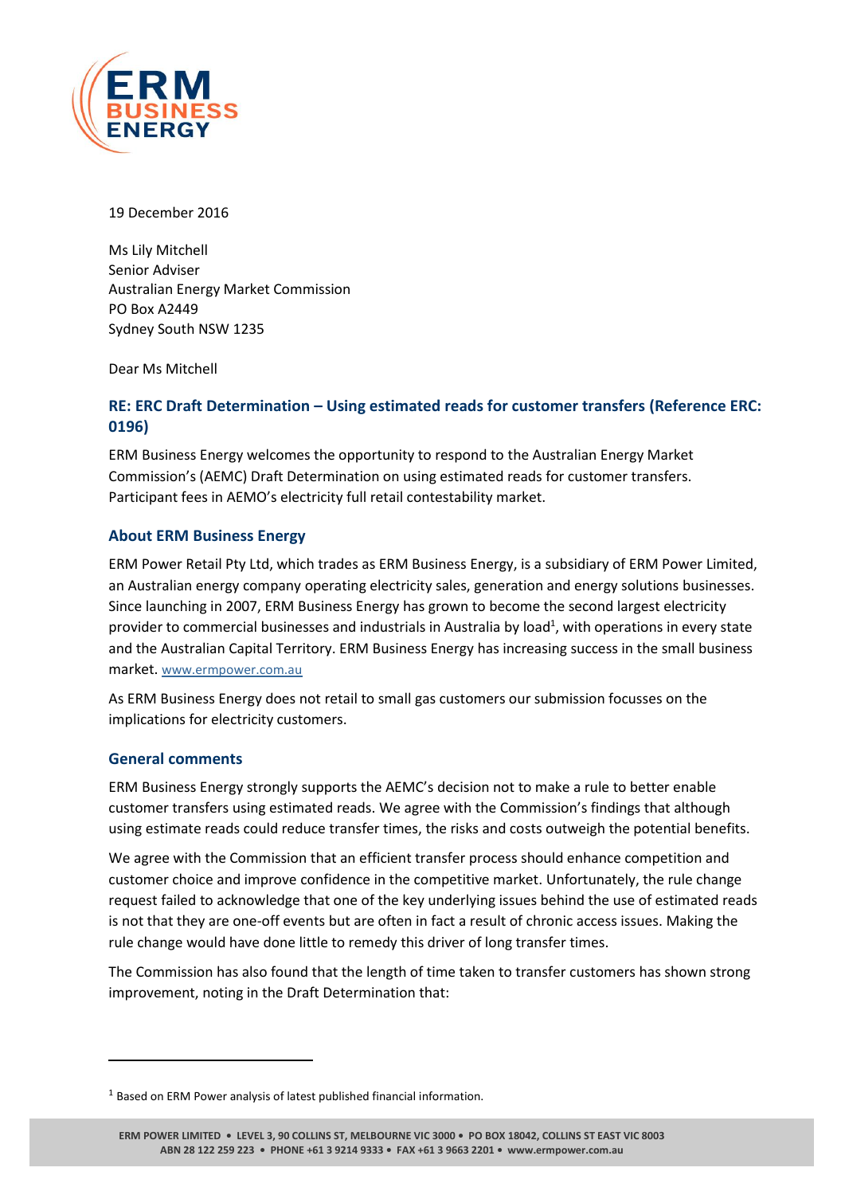19 December 2016

Ms Lily Mitchell
Senior Adviser
Australian Energy Market Commission
PO Box A2449
Sydney South NSW 1235

Dear Ms Mitchell

## RE: ERC Draft Determination – Using estimated reads for customer transfers (Reference ERC: 0196)

ERM Business Energy welcomes the opportunity to respond to the Australian Energy Market Commission's (AEMC) Draft Determination on using estimated reads for customer transfers. Participant fees in AEMO's electricity full retail contestability market.

### About ERM Business Energy

ERM Power Retail Pty Ltd, which trades as ERM Business Energy, is a subsidiary of ERM Power Limited, an Australian energy company operating electricity sales, generation and energy solutions businesses. Since launching in 2007, ERM Business Energy has grown to become the second largest electricity provider to commercial businesses and industrials in Australia by load[1], with operations in every state and the Australian Capital Territory. ERM Business Energy has increasing success in the small business market. www.ermpower.com.au

As ERM Business Energy does not retail to small gas customers our submission focusses on the implications for electricity customers.

### General comments

ERM Business Energy strongly supports the AEMC's decision not to make a rule to better enable customer transfers using estimated reads. We agree with the Commission's findings that although using estimate reads could reduce transfer times, the risks and costs outweigh the potential benefits.

We agree with the Commission that an efficient transfer process should enhance competition and customer choice and improve confidence in the competitive market. Unfortunately, the rule change request failed to acknowledge that one of the key underlying issues behind the use of estimated reads is not that they are one-off events but are often in fact a result of chronic access issues. Making the rule change would have done little to remedy this driver of long transfer times.

The Commission has also found that the length of time taken to transfer customers has shown strong improvement, noting in the Draft Determination that:

[1] Based on ERM Power analysis of latest published financial information.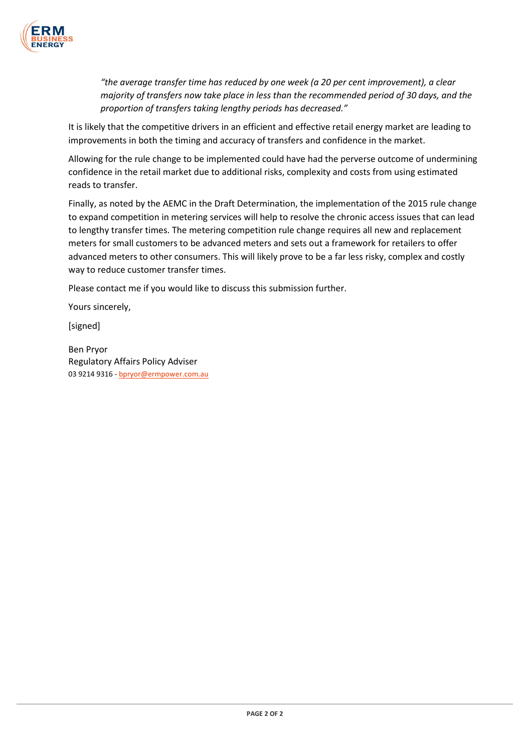> *"the average transfer time has reduced by one week (a 20 per cent improvement), a clear majority of transfers now take place in less than the recommended period of 30 days, and the proportion of transfers taking lengthy periods has decreased."*

It is likely that the competitive drivers in an efficient and effective retail energy market are leading to improvements in both the timing and accuracy of transfers and confidence in the market.

Allowing for the rule change to be implemented could have had the perverse outcome of undermining confidence in the retail market due to additional risks, complexity and costs from using estimated reads to transfer.

Finally, as noted by the AEMC in the Draft Determination, the implementation of the 2015 rule change to expand competition in metering services will help to resolve the chronic access issues that can lead to lengthy transfer times. The metering competition rule change requires all new and replacement meters for small customers to be advanced meters and sets out a framework for retailers to offer advanced meters to other consumers. This will likely prove to be a far less risky, complex and costly way to reduce customer transfer times.

Please contact me if you would like to discuss this submission further.

Yours sincerely,

[signed]

Ben Pryor
Regulatory Affairs Policy Adviser
03 9214 9316 - bpryor@ermpower.com.au